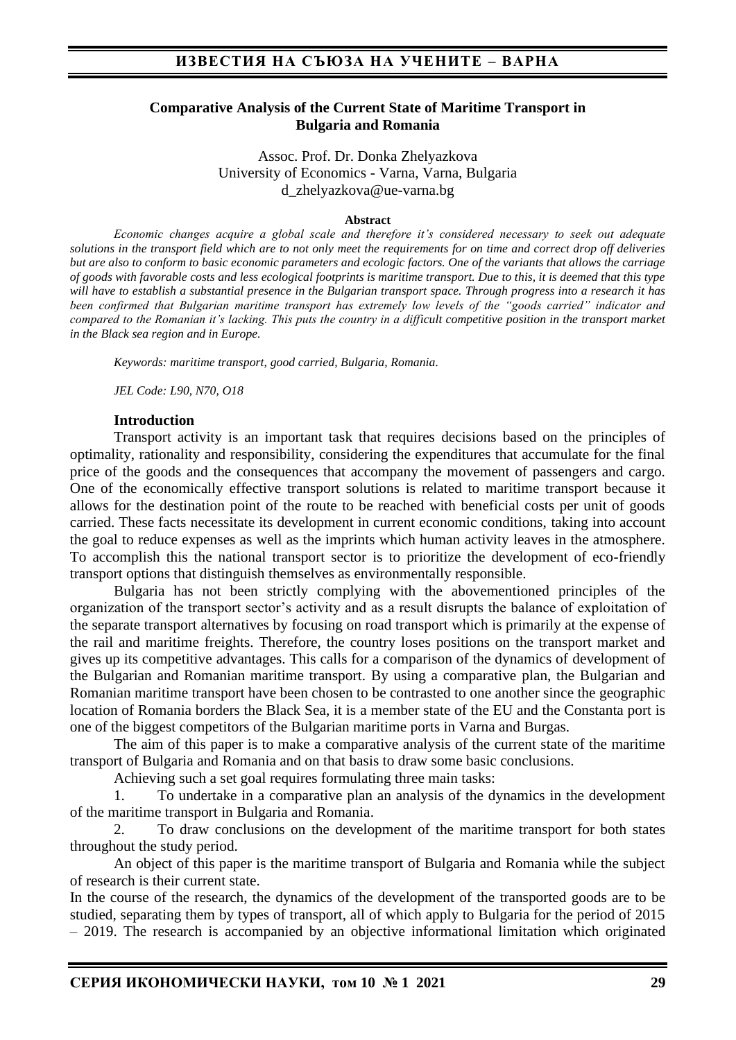# Comparative Analysis of the Current State of Maritime Transport in Bulgaria and Romania

Assoc. Prof. Dr. Donka Zhelyazkova
University of Economics - Varna, Varna, Bulgaria
d_zhelyazkova@ue-varna.bg

**Abstract**

*Economic changes acquire a global scale and therefore it's considered necessary to seek out adequate solutions in the transport field which are to not only meet the requirements for on time and correct drop off deliveries but are also to conform to basic economic parameters and ecologic factors. One of the variants that allows the carriage of goods with favorable costs and less ecological footprints is maritime transport. Due to this, it is deemed that this type will have to establish a substantial presence in the Bulgarian transport space. Through progress into a research it has been confirmed that Bulgarian maritime transport has extremely low levels of the "goods carried" indicator and compared to the Romanian it's lacking. This puts the country in a difficult competitive position in the transport market in the Black sea region and in Europe.*

*Keywords: maritime transport, good carried, Bulgaria, Romania.*

*JEL Code: L90, N70, O18*

## Introduction

Transport activity is an important task that requires decisions based on the principles of optimality, rationality and responsibility, considering the expenditures that accumulate for the final price of the goods and the consequences that accompany the movement of passengers and cargo. One of the economically effective transport solutions is related to maritime transport because it allows for the destination point of the route to be reached with beneficial costs per unit of goods carried. These facts necessitate its development in current economic conditions, taking into account the goal to reduce expenses as well as the imprints which human activity leaves in the atmosphere. To accomplish this the national transport sector is to prioritize the development of eco-friendly transport options that distinguish themselves as environmentally responsible.

Bulgaria has not been strictly complying with the abovementioned principles of the organization of the transport sector's activity and as a result disrupts the balance of exploitation of the separate transport alternatives by focusing on road transport which is primarily at the expense of the rail and maritime freights. Therefore, the country loses positions on the transport market and gives up its competitive advantages. This calls for a comparison of the dynamics of development of the Bulgarian and Romanian maritime transport. By using a comparative plan, the Bulgarian and Romanian maritime transport have been chosen to be contrasted to one another since the geographic location of Romania borders the Black Sea, it is a member state of the EU and the Constanta port is one of the biggest competitors of the Bulgarian maritime ports in Varna and Burgas.

The aim of this paper is to make a comparative analysis of the current state of the maritime transport of Bulgaria and Romania and on that basis to draw some basic conclusions.

Achieving such a set goal requires formulating three main tasks:

1. To undertake in a comparative plan an analysis of the dynamics in the development of the maritime transport in Bulgaria and Romania.
2. To draw conclusions on the development of the maritime transport for both states throughout the study period.

An object of this paper is the maritime transport of Bulgaria and Romania while the subject of research is their current state.

In the course of the research, the dynamics of the development of the transported goods are to be studied, separating them by types of transport, all of which apply to Bulgaria for the period of 2015 – 2019. The research is accompanied by an objective informational limitation which originated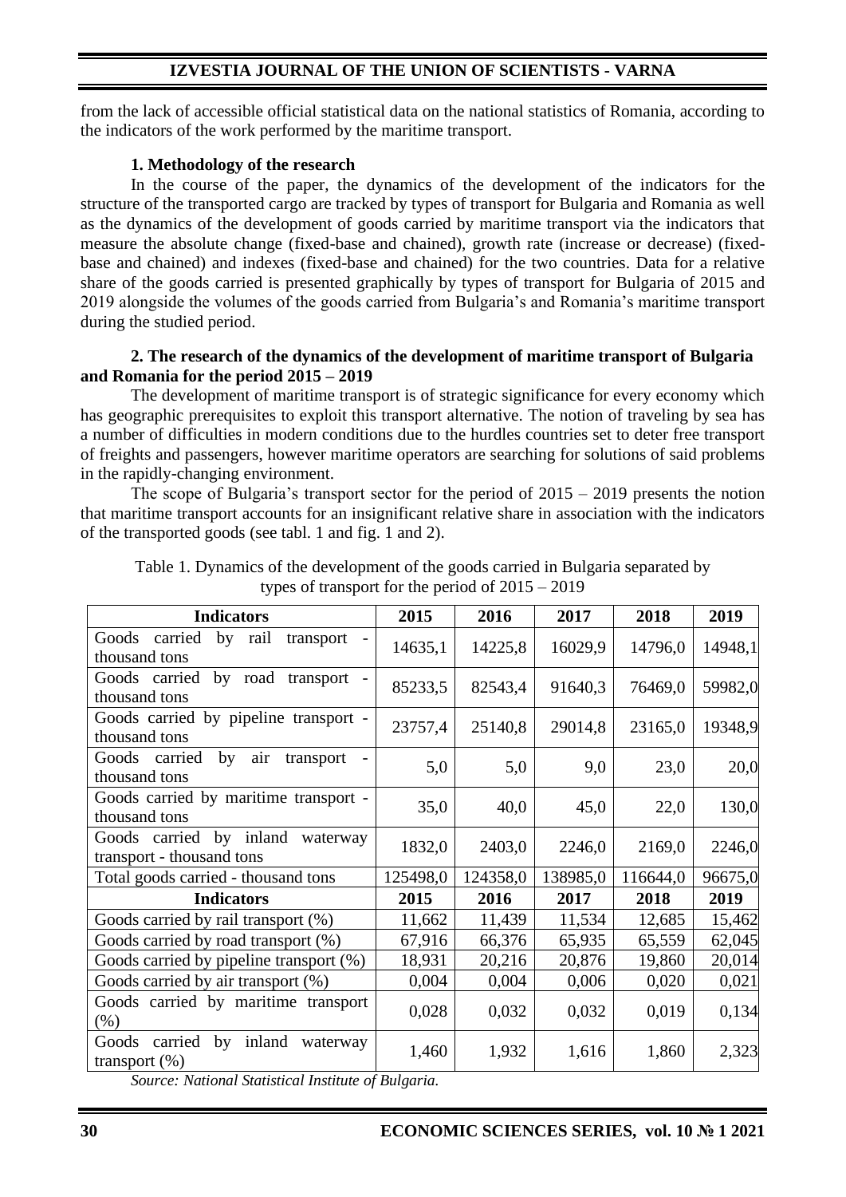from the lack of accessible official statistical data on the national statistics of Romania, according to the indicators of the work performed by the maritime transport.

### 1. Methodology of the research

In the course of the paper, the dynamics of the development of the indicators for the structure of the transported cargo are tracked by types of transport for Bulgaria and Romania as well as the dynamics of the development of goods carried by maritime transport via the indicators that measure the absolute change (fixed-base and chained), growth rate (increase or decrease) (fixed-base and chained) and indexes (fixed-base and chained) for the two countries. Data for a relative share of the goods carried is presented graphically by types of transport for Bulgaria of 2015 and 2019 alongside the volumes of the goods carried from Bulgaria's and Romania's maritime transport during the studied period.

### 2. The research of the dynamics of the development of maritime transport of Bulgaria and Romania for the period 2015 – 2019

The development of maritime transport is of strategic significance for every economy which has geographic prerequisites to exploit this transport alternative. The notion of traveling by sea has a number of difficulties in modern conditions due to the hurdles countries set to deter free transport of freights and passengers, however maritime operators are searching for solutions of said problems in the rapidly-changing environment.

The scope of Bulgaria's transport sector for the period of 2015 – 2019 presents the notion that maritime transport accounts for an insignificant relative share in association with the indicators of the transported goods (see tabl. 1 and fig. 1 and 2).

Table 1. Dynamics of the development of the goods carried in Bulgaria separated by types of transport for the period of 2015 – 2019

| Indicators | 2015 | 2016 | 2017 | 2018 | 2019 |
|---|---|---|---|---|---|
| Goods carried by rail transport - thousand tons | 14635,1 | 14225,8 | 16029,9 | 14796,0 | 14948,1 |
| Goods carried by road transport - thousand tons | 85233,5 | 82543,4 | 91640,3 | 76469,0 | 59982,0 |
| Goods carried by pipeline transport - thousand tons | 23757,4 | 25140,8 | 29014,8 | 23165,0 | 19348,9 |
| Goods carried by air transport - thousand tons | 5,0 | 5,0 | 9,0 | 23,0 | 20,0 |
| Goods carried by maritime transport - thousand tons | 35,0 | 40,0 | 45,0 | 22,0 | 130,0 |
| Goods carried by inland waterway transport - thousand tons | 1832,0 | 2403,0 | 2246,0 | 2169,0 | 2246,0 |
| Total goods carried - thousand tons | 125498,0 | 124358,0 | 138985,0 | 116644,0 | 96675,0 |
| **Indicators** | **2015** | **2016** | **2017** | **2018** | **2019** |
| Goods carried by rail transport (%) | 11,662 | 11,439 | 11,534 | 12,685 | 15,462 |
| Goods carried by road transport (%) | 67,916 | 66,376 | 65,935 | 65,559 | 62,045 |
| Goods carried by pipeline transport (%) | 18,931 | 20,216 | 20,876 | 19,860 | 20,014 |
| Goods carried by air transport (%) | 0,004 | 0,004 | 0,006 | 0,020 | 0,021 |
| Goods carried by maritime transport (%) | 0,028 | 0,032 | 0,032 | 0,019 | 0,134 |
| Goods carried by inland waterway transport (%) | 1,460 | 1,932 | 1,616 | 1,860 | 2,323 |

*Source: National Statistical Institute of Bulgaria.*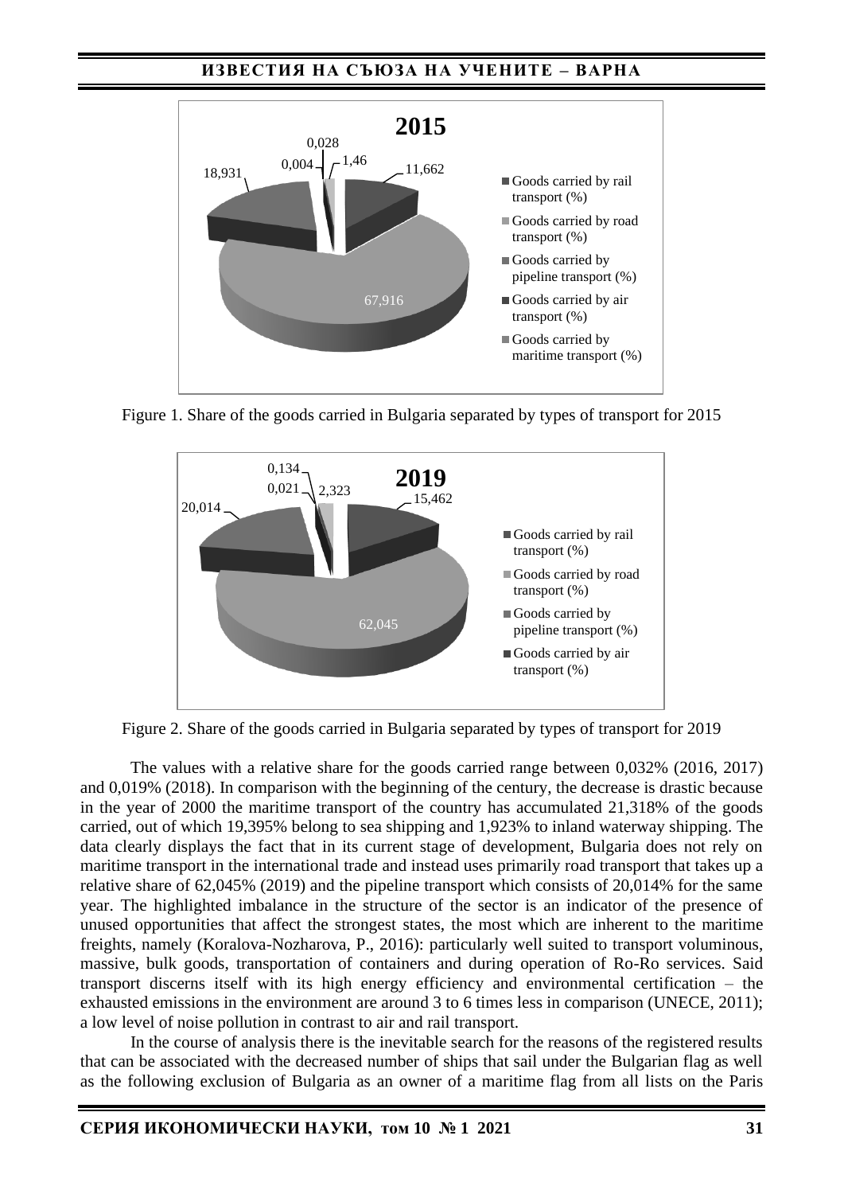Figure 1. Share of the goods carried in Bulgaria separated by types of transport for 2015

Figure 2. Share of the goods carried in Bulgaria separated by types of transport for 2019

The values with a relative share for the goods carried range between 0,032% (2016, 2017) and 0,019% (2018). In comparison with the beginning of the century, the decrease is drastic because in the year of 2000 the maritime transport of the country has accumulated 21,318% of the goods carried, out of which 19,395% belong to sea shipping and 1,923% to inland waterway shipping. The data clearly displays the fact that in its current stage of development, Bulgaria does not rely on maritime transport in the international trade and instead uses primarily road transport that takes up a relative share of 62,045% (2019) and the pipeline transport which consists of 20,014% for the same year. The highlighted imbalance in the structure of the sector is an indicator of the presence of unused opportunities that affect the strongest states, the most which are inherent to the maritime freights, namely (Koralova-Nozharova, P., 2016): particularly well suited to transport voluminous, massive, bulk goods, transportation of containers and during operation of Ro-Ro services. Said transport discerns itself with its high energy efficiency and environmental certification – the exhausted emissions in the environment are around 3 to 6 times less in comparison (UNECE, 2011); a low level of noise pollution in contrast to air and rail transport.

In the course of analysis there is the inevitable search for the reasons of the registered results that can be associated with the decreased number of ships that sail under the Bulgarian flag as well as the following exclusion of Bulgaria as an owner of a maritime flag from all lists on the Paris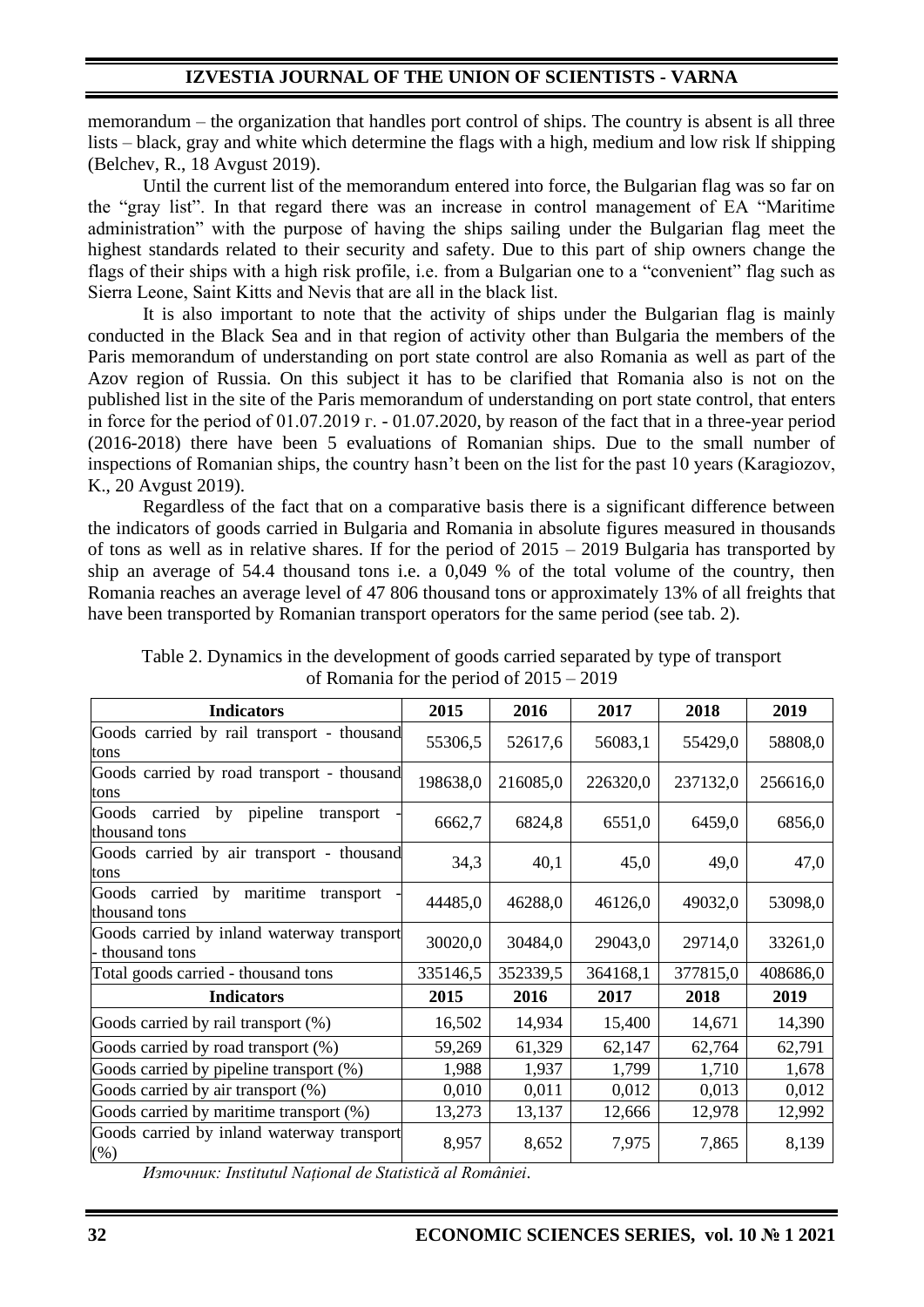memorandum – the organization that handles port control of ships. The country is absent is all three lists – black, gray and white which determine the flags with a high, medium and low risk lf shipping (Belchev, R., 18 Avgust 2019).

Until the current list of the memorandum entered into force, the Bulgarian flag was so far on the "gray list". In that regard there was an increase in control management of EA "Maritime administration" with the purpose of having the ships sailing under the Bulgarian flag meet the highest standards related to their security and safety. Due to this part of ship owners change the flags of their ships with a high risk profile, i.e. from a Bulgarian one to a "convenient" flag such as Sierra Leone, Saint Kitts and Nevis that are all in the black list.

It is also important to note that the activity of ships under the Bulgarian flag is mainly conducted in the Black Sea and in that region of activity other than Bulgaria the members of the Paris memorandum of understanding on port state control are also Romania as well as part of the Azov region of Russia. On this subject it has to be clarified that Romania also is not on the published list in the site of the Paris memorandum of understanding on port state control, that enters in force for the period of 01.07.2019 г. - 01.07.2020, by reason of the fact that in a three-year period (2016-2018) there have been 5 evaluations of Romanian ships. Due to the small number of inspections of Romanian ships, the country hasn't been on the list for the past 10 years (Karagiozov, K., 20 Avgust 2019).

Regardless of the fact that on a comparative basis there is a significant difference between the indicators of goods carried in Bulgaria and Romania in absolute figures measured in thousands of tons as well as in relative shares. If for the period of 2015 – 2019 Bulgaria has transported by ship an average of 54.4 thousand tons i.e. a 0,049 % of the total volume of the country, then Romania reaches an average level of 47 806 thousand tons or approximately 13% of all freights that have been transported by Romanian transport operators for the same period (see tab. 2).

Table 2. Dynamics in the development of goods carried separated by type of transport of Romania for the period of 2015 – 2019

| Indicators | 2015 | 2016 | 2017 | 2018 | 2019 |
|---|---|---|---|---|---|
| Goods carried by rail transport - thousand tons | 55306,5 | 52617,6 | 56083,1 | 55429,0 | 58808,0 |
| Goods carried by road transport - thousand tons | 198638,0 | 216085,0 | 226320,0 | 237132,0 | 256616,0 |
| Goods carried by pipeline transport - thousand tons | 6662,7 | 6824,8 | 6551,0 | 6459,0 | 6856,0 |
| Goods carried by air transport - thousand tons | 34,3 | 40,1 | 45,0 | 49,0 | 47,0 |
| Goods carried by maritime transport - thousand tons | 44485,0 | 46288,0 | 46126,0 | 49032,0 | 53098,0 |
| Goods carried by inland waterway transport - thousand tons | 30020,0 | 30484,0 | 29043,0 | 29714,0 | 33261,0 |
| Total goods carried - thousand tons | 335146,5 | 352339,5 | 364168,1 | 377815,0 | 408686,0 |
| **Indicators** | **2015** | **2016** | **2017** | **2018** | **2019** |
| Goods carried by rail transport (%) | 16,502 | 14,934 | 15,400 | 14,671 | 14,390 |
| Goods carried by road transport (%) | 59,269 | 61,329 | 62,147 | 62,764 | 62,791 |
| Goods carried by pipeline transport (%) | 1,988 | 1,937 | 1,799 | 1,710 | 1,678 |
| Goods carried by air transport (%) | 0,010 | 0,011 | 0,012 | 0,013 | 0,012 |
| Goods carried by maritime transport (%) | 13,273 | 13,137 | 12,666 | 12,978 | 12,992 |
| Goods carried by inland waterway transport (%) | 8,957 | 8,652 | 7,975 | 7,865 | 8,139 |

*Източник: Institutul Național de Statistică al României*.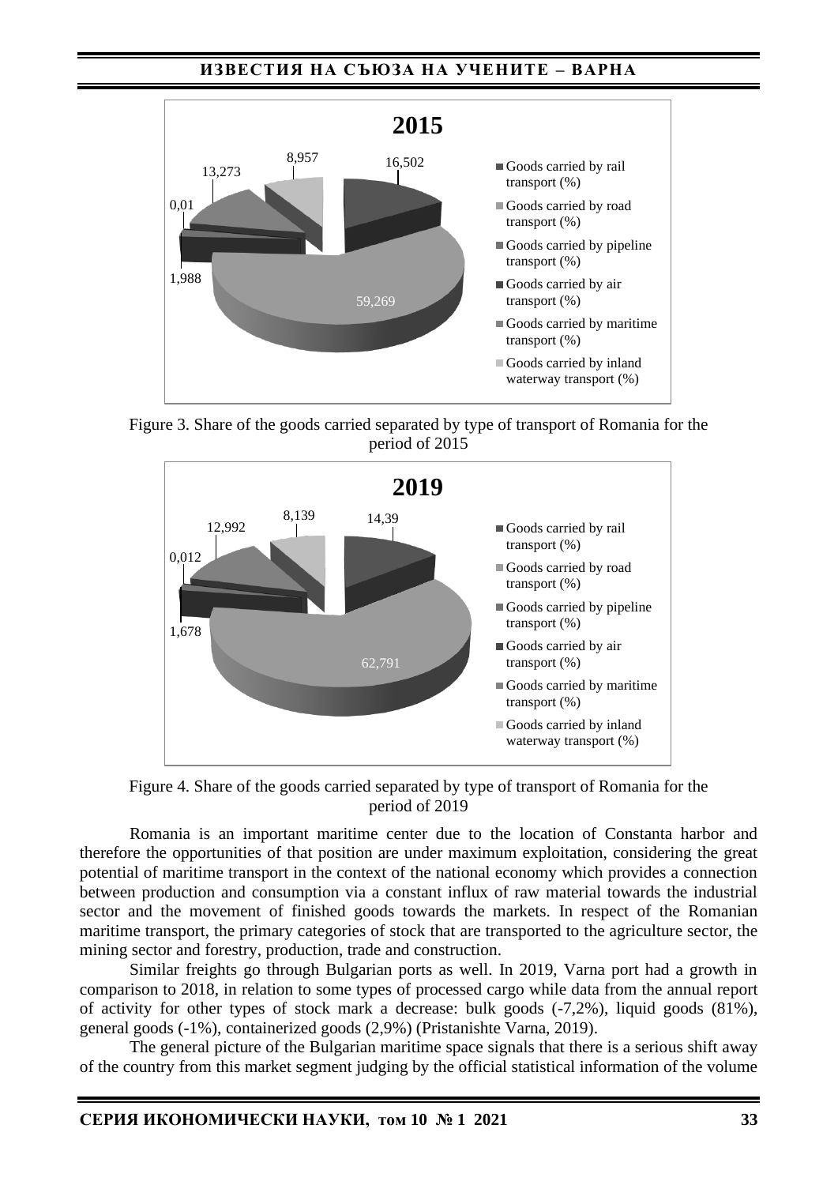Figure 3. Share of the goods carried separated by type of transport of Romania for the period of 2015

Figure 4. Share of the goods carried separated by type of transport of Romania for the period of 2019

Romania is an important maritime center due to the location of Constanta harbor and therefore the opportunities of that position are under maximum exploitation, considering the great potential of maritime transport in the context of the national economy which provides a connection between production and consumption via a constant influx of raw material towards the industrial sector and the movement of finished goods towards the markets. In respect of the Romanian maritime transport, the primary categories of stock that are transported to the agriculture sector, the mining sector and forestry, production, trade and construction.

Similar freights go through Bulgarian ports as well. In 2019, Varna port had a growth in comparison to 2018, in relation to some types of processed cargo while data from the annual report of activity for other types of stock mark a decrease: bulk goods (-7,2%), liquid goods (81%), general goods (-1%), containerized goods (2,9%) (Pristanishte Varna, 2019).

The general picture of the Bulgarian maritime space signals that there is a serious shift away of the country from this market segment judging by the official statistical information of the volume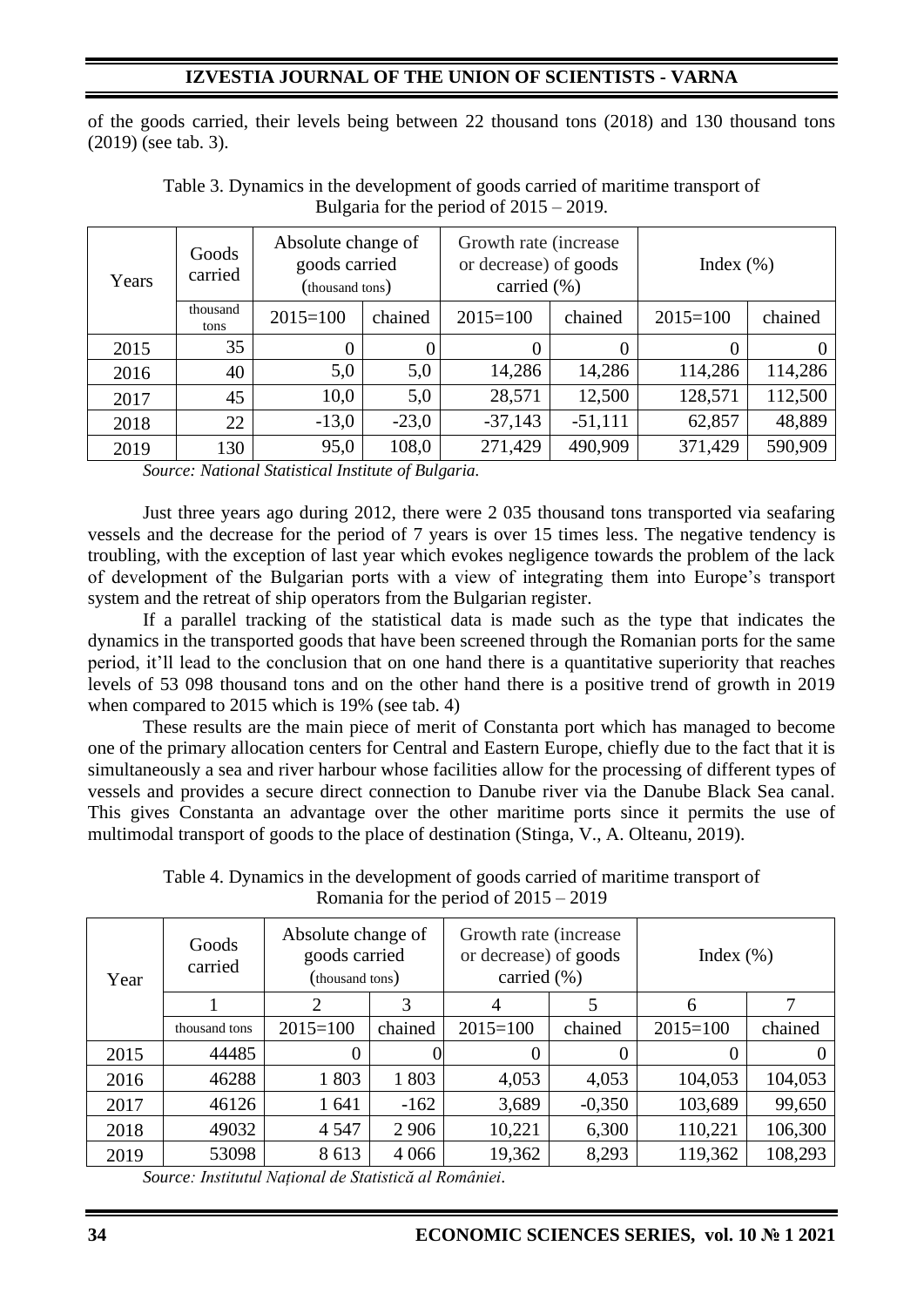of the goods carried, their levels being between 22 thousand tons (2018) and 130 thousand tons (2019) (see tab. 3).

Table 3. Dynamics in the development of goods carried of maritime transport of Bulgaria for the period of 2015 – 2019.

| Years | Goods carried | Absolute change of goods carried (thousand tons) | | Growth rate (increase or decrease) of goods carried (%) | | Index (%) | |
|---|---|---|---|---|---|---|---|
| | thousand tons | 2015=100 | chained | 2015=100 | chained | 2015=100 | chained |
| 2015 | 35 | 0 | 0 | 0 | 0 | 0 | 0 |
| 2016 | 40 | 5,0 | 5,0 | 14,286 | 14,286 | 114,286 | 114,286 |
| 2017 | 45 | 10,0 | 5,0 | 28,571 | 12,500 | 128,571 | 112,500 |
| 2018 | 22 | -13,0 | -23,0 | -37,143 | -51,111 | 62,857 | 48,889 |
| 2019 | 130 | 95,0 | 108,0 | 271,429 | 490,909 | 371,429 | 590,909 |

*Source: National Statistical Institute of Bulgaria.*

Just three years ago during 2012, there were 2 035 thousand tons transported via seafaring vessels and the decrease for the period of 7 years is over 15 times less. The negative tendency is troubling, with the exception of last year which evokes negligence towards the problem of the lack of development of the Bulgarian ports with a view of integrating them into Europe's transport system and the retreat of ship operators from the Bulgarian register.

If a parallel tracking of the statistical data is made such as the type that indicates the dynamics in the transported goods that have been screened through the Romanian ports for the same period, it'll lead to the conclusion that on one hand there is a quantitative superiority that reaches levels of 53 098 thousand tons and on the other hand there is a positive trend of growth in 2019 when compared to 2015 which is 19% (see tab. 4)

These results are the main piece of merit of Constanta port which has managed to become one of the primary allocation centers for Central and Eastern Europe, chiefly due to the fact that it is simultaneously a sea and river harbour whose facilities allow for the processing of different types of vessels and provides a secure direct connection to Danube river via the Danube Black Sea canal. This gives Constanta an advantage over the other maritime ports since it permits the use of multimodal transport of goods to the place of destination (Stinga, V., A. Olteanu, 2019).

Table 4. Dynamics in the development of goods carried of maritime transport of Romania for the period of 2015 – 2019

| Year | Goods carried | Absolute change of goods carried (thousand tons) | | Growth rate (increase or decrease) of goods carried (%) | | Index (%) | |
|---|---|---|---|---|---|---|---|
| | 1 | 2 | 3 | 4 | 5 | 6 | 7 |
| | thousand tons | 2015=100 | chained | 2015=100 | chained | 2015=100 | chained |
| 2015 | 44485 | 0 | 0 | 0 | 0 | 0 | 0 |
| 2016 | 46288 | 1 803 | 1 803 | 4,053 | 4,053 | 104,053 | 104,053 |
| 2017 | 46126 | 1 641 | -162 | 3,689 | -0,350 | 103,689 | 99,650 |
| 2018 | 49032 | 4 547 | 2 906 | 10,221 | 6,300 | 110,221 | 106,300 |
| 2019 | 53098 | 8 613 | 4 066 | 19,362 | 8,293 | 119,362 | 108,293 |

*Source: Institutul Național de Statistică al României.*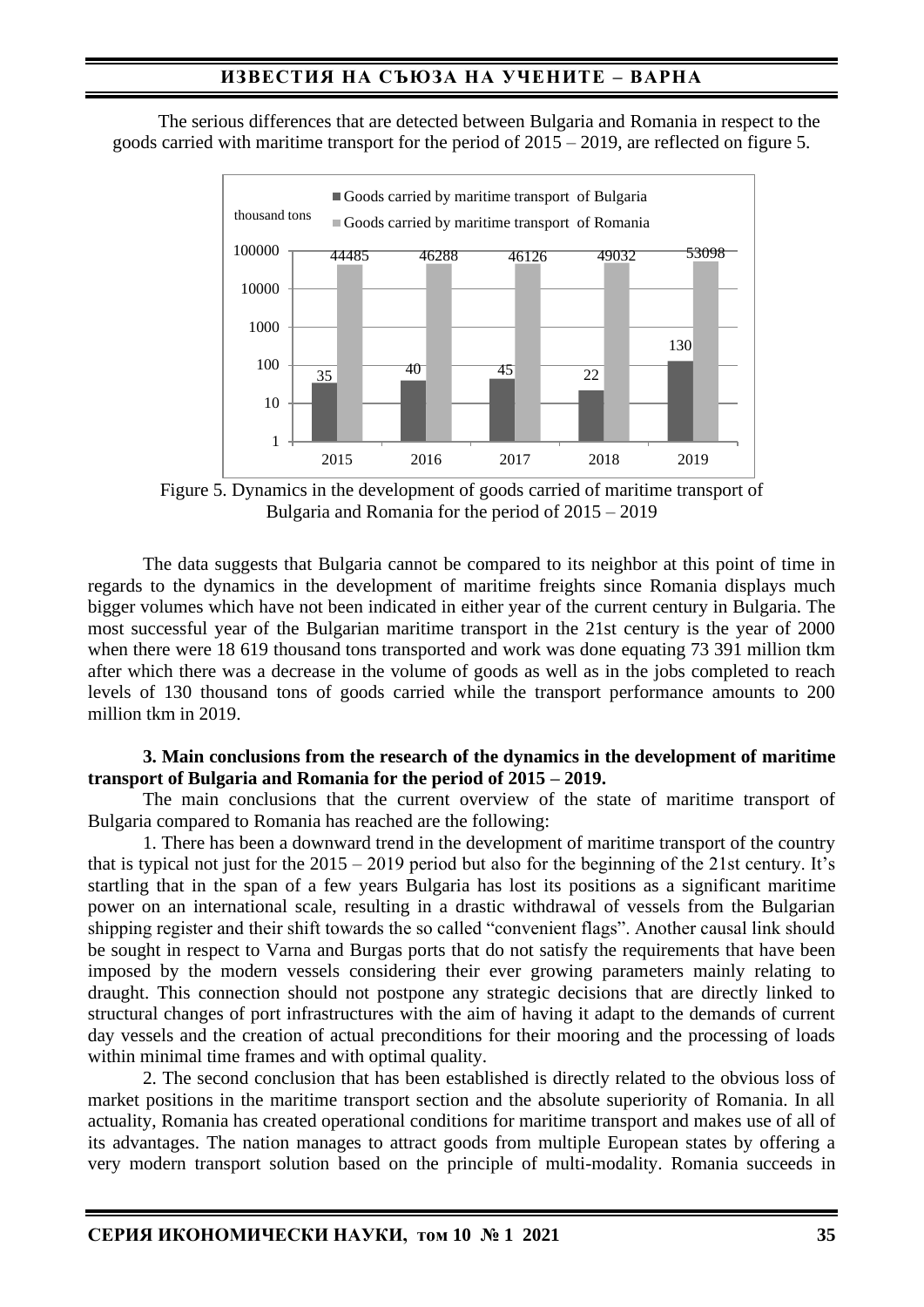The serious differences that are detected between Bulgaria and Romania in respect to the goods carried with maritime transport for the period of 2015 – 2019, are reflected on figure 5.

Figure 5. Dynamics in the development of goods carried of maritime transport of Bulgaria and Romania for the period of 2015 – 2019

The data suggests that Bulgaria cannot be compared to its neighbor at this point of time in regards to the dynamics in the development of maritime freights since Romania displays much bigger volumes which have not been indicated in either year of the current century in Bulgaria. The most successful year of the Bulgarian maritime transport in the 21st century is the year of 2000 when there were 18 619 thousand tons transported and work was done equating 73 391 million tkm after which there was a decrease in the volume of goods as well as in the jobs completed to reach levels of 130 thousand tons of goods carried while the transport performance amounts to 200 million tkm in 2019.

**3. Main conclusions from the research of the dynamics in the development of maritime transport of Bulgaria and Romania for the period of 2015 – 2019.**

The main conclusions that the current overview of the state of maritime transport of Bulgaria compared to Romania has reached are the following:

1. There has been a downward trend in the development of maritime transport of the country that is typical not just for the 2015 – 2019 period but also for the beginning of the 21st century. It's startling that in the span of a few years Bulgaria has lost its positions as a significant maritime power on an international scale, resulting in a drastic withdrawal of vessels from the Bulgarian shipping register and their shift towards the so called "convenient flags". Another causal link should be sought in respect to Varna and Burgas ports that do not satisfy the requirements that have been imposed by the modern vessels considering their ever growing parameters mainly relating to draught. This connection should not postpone any strategic decisions that are directly linked to structural changes of port infrastructures with the aim of having it adapt to the demands of current day vessels and the creation of actual preconditions for their mooring and the processing of loads within minimal time frames and with optimal quality.

2. The second conclusion that has been established is directly related to the obvious loss of market positions in the maritime transport section and the absolute superiority of Romania. In all actuality, Romania has created operational conditions for maritime transport and makes use of all of its advantages. The nation manages to attract goods from multiple European states by offering a very modern transport solution based on the principle of multi-modality. Romania succeeds in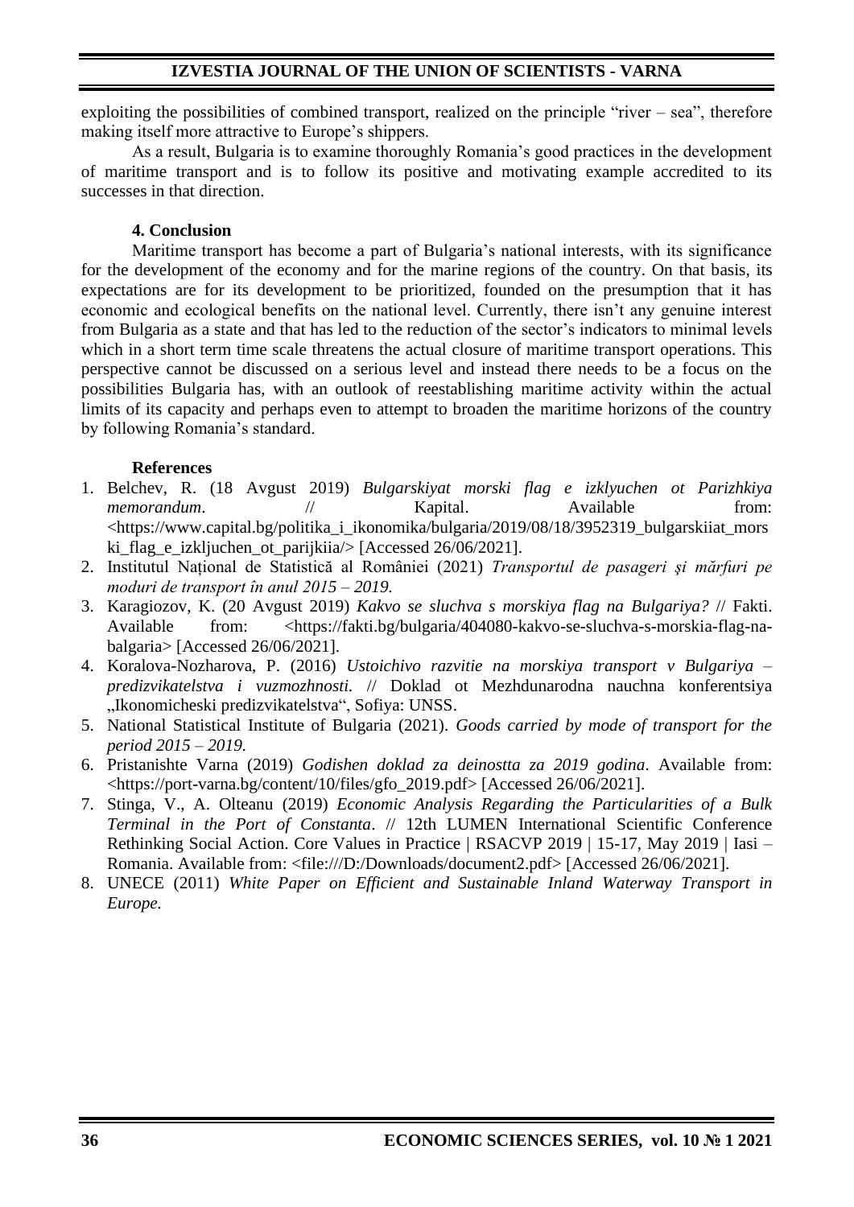exploiting the possibilities of combined transport, realized on the principle "river – sea", therefore making itself more attractive to Europe's shippers.

As a result, Bulgaria is to examine thoroughly Romania's good practices in the development of maritime transport and is to follow its positive and motivating example accredited to its successes in that direction.

## 4. Conclusion

Maritime transport has become a part of Bulgaria's national interests, with its significance for the development of the economy and for the marine regions of the country. On that basis, its expectations are for its development to be prioritized, founded on the presumption that it has economic and ecological benefits on the national level. Currently, there isn't any genuine interest from Bulgaria as a state and that has led to the reduction of the sector's indicators to minimal levels which in a short term time scale threatens the actual closure of maritime transport operations. This perspective cannot be discussed on a serious level and instead there needs to be a focus on the possibilities Bulgaria has, with an outlook of reestablishing maritime activity within the actual limits of its capacity and perhaps even to attempt to broaden the maritime horizons of the country by following Romania's standard.

## References

1. Belchev, R. (18 Avgust 2019) *Bulgarskiyat morski flag e izklyuchen ot Parizhkiya memorandum*. // Kapital. Available from: <https://www.capital.bg/politika_i_ikonomika/bulgaria/2019/08/18/3952319_bulgarskiiat_morski_flag_e_izkljuchen_ot_parijkiia/> [Accessed 26/06/2021].
2. Institutul Național de Statistică al României (2021) *Transportul de pasageri şi mărfuri pe moduri de transport în anul 2015 – 2019.*
3. Karagiozov, K. (20 Avgust 2019) *Kakvo se sluchva s morskiya flag na Bulgariya?* // Fakti. Available from: <https://fakti.bg/bulgaria/404080-kakvo-se-sluchva-s-morskia-flag-na-balgaria> [Accessed 26/06/2021].
4. Koralova-Nozharova, P. (2016) *Ustoichivo razvitie na morskiya transport v Bulgariya – predizvikatelstva i vuzmozhnosti.* // Doklad ot Mezhdunarodna nauchna konferentsiya „Ikonomicheski predizvikatelstva", Sofiya: UNSS.
5. National Statistical Institute of Bulgaria (2021). *Goods carried by mode of transport for the period 2015 – 2019.*
6. Pristanishte Varna (2019) *Godishen doklad za deinostta za 2019 godina*. Available from: <https://port-varna.bg/content/10/files/gfo_2019.pdf> [Accessed 26/06/2021].
7. Stinga, V., A. Olteanu (2019) *Economic Analysis Regarding the Particularities of a Bulk Terminal in the Port of Constanta*. // 12th LUMEN International Scientific Conference Rethinking Social Action. Core Values in Practice | RSACVP 2019 | 15-17, May 2019 | Iasi – Romania. Available from: <file:///D:/Downloads/document2.pdf> [Accessed 26/06/2021].
8. UNECE (2011) *White Paper on Efficient and Sustainable Inland Waterway Transport in Europe.*